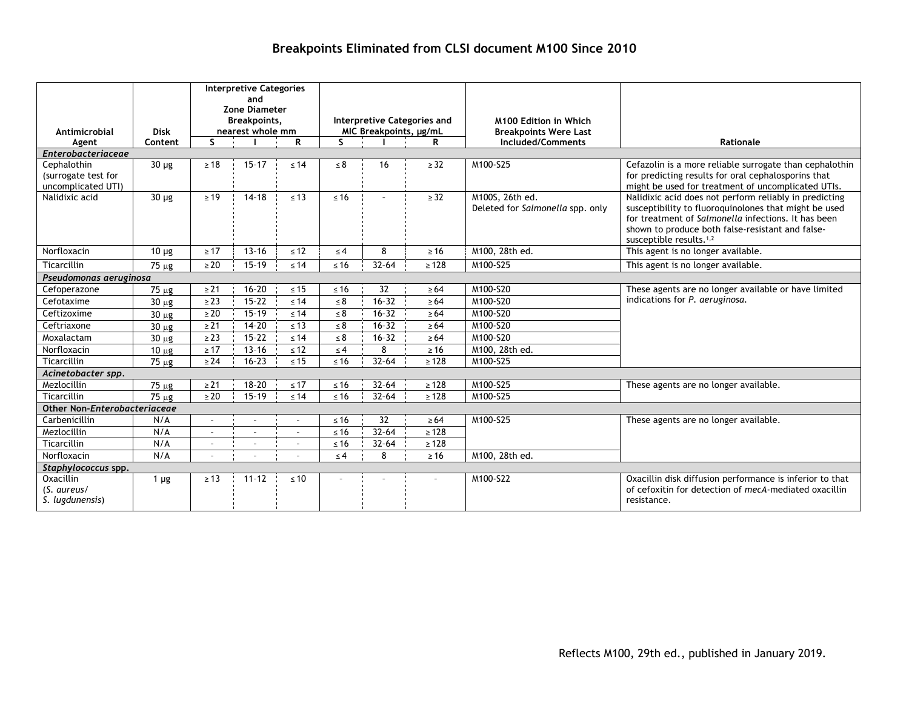# Breakpoints Eliminated from CLSI document M100 Since 2010

| Antimicrobial Agent | Disk Content | Interpretive Categories and Zone Diameter Breakpoints, nearest whole mm | | | Interpretive Categories and MIC Breakpoints, µg/mL | | | M100 Edition in Which Breakpoints Were Last Included/Comments | Rationale |
|---|---|---|---|---|---|---|---|---|---|
| | | S | I | R | S | I | R | | |
| ***Enterobacteriaceae*** | | | | | | | | | |
| Cephalothin (surrogate test for uncomplicated UTI) | 30 µg | ≥ 18 | 15–17 | ≤ 14 | ≤ 8 | 16 | ≥ 32 | M100-S25 | Cefazolin is a more reliable surrogate than cephalothin for predicting results for oral cephalosporins that might be used for treatment of uncomplicated UTIs. |
| Nalidixic acid | 30 µg | ≥ 19 | 14–18 | ≤ 13 | ≤ 16 | - | ≥ 32 | M100S, 26th ed. Deleted for *Salmonella* spp. only | Nalidixic acid does not perform reliably in predicting susceptibility to fluoroquinolones that might be used for treatment of *Salmonella* infections. It has been shown to produce both false-resistant and false-susceptible results.[1,2] |
| Norfloxacin | 10 µg | ≥ 17 | 13–16 | ≤ 12 | ≤ 4 | 8 | ≥ 16 | M100, 28th ed. | This agent is no longer available. |
| Ticarcillin | 75 µg | ≥ 20 | 15–19 | ≤ 14 | ≤ 16 | 32–64 | ≥ 128 | M100-S25 | This agent is no longer available. |
| ***Pseudomonas aeruginosa*** | | | | | | | | | |
| Cefoperazone | 75 µg | ≥ 21 | 16–20 | ≤ 15 | ≤ 16 | 32 | ≥ 64 | M100-S20 | These agents are no longer available or have limited indications for *P. aeruginosa*. |
| Cefotaxime | 30 µg | ≥ 23 | 15–22 | ≤ 14 | ≤ 8 | 16–32 | ≥ 64 | M100-S20 | |
| Ceftizoxime | 30 µg | ≥ 20 | 15–19 | ≤ 14 | ≤ 8 | 16–32 | ≥ 64 | M100-S20 | |
| Ceftriaxone | 30 µg | ≥ 21 | 14–20 | ≤ 13 | ≤ 8 | 16–32 | ≥ 64 | M100-S20 | |
| Moxalactam | 30 µg | ≥ 23 | 15–22 | ≤ 14 | ≤ 8 | 16–32 | ≥ 64 | M100-S20 | |
| Norfloxacin | 10 µg | ≥ 17 | 13–16 | ≤ 12 | ≤ 4 | 8 | ≥ 16 | M100, 28th ed. | |
| Ticarcillin | 75 µg | ≥ 24 | 16–23 | ≤ 15 | ≤ 16 | 32–64 | ≥ 128 | M100-S25 | |
| ***Acinetobacter spp.*** | | | | | | | | | |
| Mezlocillin | 75 µg | ≥ 21 | 18–20 | ≤ 17 | ≤ 16 | 32–64 | ≥ 128 | M100-S25 | These agents are no longer available. |
| Ticarcillin | 75 µg | ≥ 20 | 15–19 | ≤ 14 | ≤ 16 | 32–64 | ≥ 128 | M100-S25 | |
| **Other Non-*Enterobacteriaceae*** | | | | | | | | | |
| Carbenicillin | N/A | - | - | - | ≤ 16 | 32 | ≥ 64 | M100-S25 | These agents are no longer available. |
| Mezlocillin | N/A | - | - | - | ≤ 16 | 32–64 | ≥ 128 | | |
| Ticarcillin | N/A | - | - | - | ≤ 16 | 32–64 | ≥ 128 | | |
| Norfloxacin | N/A | - | - | - | ≤ 4 | 8 | ≥ 16 | M100, 28th ed. | |
| ***Staphylococcus* spp.** | | | | | | | | | |
| Oxacillin (*S. aureus*/ *S. lugdunensis*) | 1 µg | ≥ 13 | 11–12 | ≤ 10 | - | - | - | M100-S22 | Oxacillin disk diffusion performance is inferior to that of cefoxitin for detection of *mecA*-mediated oxacillin resistance. |

Reflects M100, 29th ed., published in January 2019.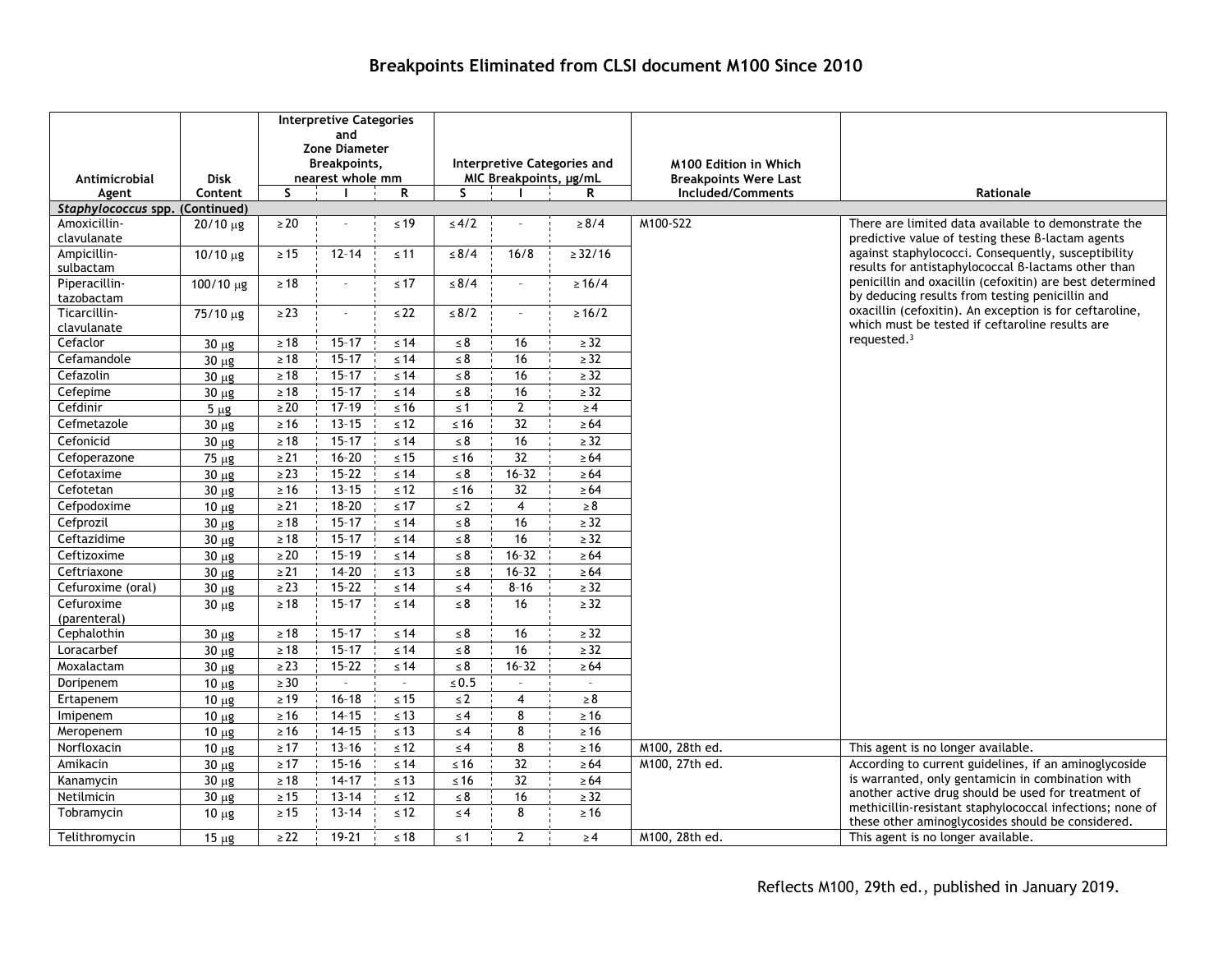# Breakpoints Eliminated from CLSI document M100 Since 2010

| Antimicrobial Agent | Disk Content | Interpretive Categories and Zone Diameter Breakpoints, nearest whole mm | | | Interpretive Categories and MIC Breakpoints, µg/mL | | | M100 Edition in Which Breakpoints Were Last Included/Comments | Rationale |
|---|---|---|---|---|---|---|---|---|---|
| | | S | I | R | S | I | R | | |
| ***Staphylococcus* spp. (Continued)** | | | | | | | | | |
| Amoxicillin-clavulanate | 20/10 µg | ≥ 20 | - | ≤ 19 | ≤ 4/2 | - | ≥ 8/4 | M100-S22 | There are limited data available to demonstrate the predictive value of testing these β-lactam agents against staphylococci. Consequently, susceptibility results for antistaphylococcal β-lactams other than penicillin and oxacillin (cefoxitin) are best determined by deducing results from testing penicillin and oxacillin (cefoxitin). An exception is for ceftaroline, which must be tested if ceftaroline results are requested.[3] |
| Ampicillin-sulbactam | 10/10 µg | ≥ 15 | 12-14 | ≤ 11 | ≤ 8/4 | 16/8 | ≥ 32/16 | | |
| Piperacillin-tazobactam | 100/10 µg | ≥ 18 | - | ≤ 17 | ≤ 8/4 | - | ≥ 16/4 | | |
| Ticarcillin-clavulanate | 75/10 µg | ≥ 23 | - | ≤ 22 | ≤ 8/2 | - | ≥ 16/2 | | |
| Cefaclor | 30 µg | ≥ 18 | 15-17 | ≤ 14 | ≤ 8 | 16 | ≥ 32 | | |
| Cefamandole | 30 µg | ≥ 18 | 15-17 | ≤ 14 | ≤ 8 | 16 | ≥ 32 | | |
| Cefazolin | 30 µg | ≥ 18 | 15-17 | ≤ 14 | ≤ 8 | 16 | ≥ 32 | | |
| Cefepime | 30 µg | ≥ 18 | 15-17 | ≤ 14 | ≤ 8 | 16 | ≥ 32 | | |
| Cefdinir | 5 µg | ≥ 20 | 17-19 | ≤ 16 | ≤ 1 | 2 | ≥ 4 | | |
| Cefmetazole | 30 µg | ≥ 16 | 13-15 | ≤ 12 | ≤ 16 | 32 | ≥ 64 | | |
| Cefonicid | 30 µg | ≥ 18 | 15-17 | ≤ 14 | ≤ 8 | 16 | ≥ 32 | | |
| Cefoperazone | 75 µg | ≥ 21 | 16-20 | ≤ 15 | ≤ 16 | 32 | ≥ 64 | | |
| Cefotaxime | 30 µg | ≥ 23 | 15-22 | ≤ 14 | ≤ 8 | 16-32 | ≥ 64 | | |
| Cefotetan | 30 µg | ≥ 16 | 13-15 | ≤ 12 | ≤ 16 | 32 | ≥ 64 | | |
| Cefpodoxime | 10 µg | ≥ 21 | 18-20 | ≤ 17 | ≤ 2 | 4 | ≥ 8 | | |
| Cefprozil | 30 µg | ≥ 18 | 15-17 | ≤ 14 | ≤ 8 | 16 | ≥ 32 | | |
| Ceftazidime | 30 µg | ≥ 18 | 15-17 | ≤ 14 | ≤ 8 | 16 | ≥ 32 | | |
| Ceftizoxime | 30 µg | ≥ 20 | 15-19 | ≤ 14 | ≤ 8 | 16-32 | ≥ 64 | | |
| Ceftriaxone | 30 µg | ≥ 21 | 14-20 | ≤ 13 | ≤ 8 | 16-32 | ≥ 64 | | |
| Cefuroxime (oral) | 30 µg | ≥ 23 | 15-22 | ≤ 14 | ≤ 4 | 8-16 | ≥ 32 | | |
| Cefuroxime (parenteral) | 30 µg | ≥ 18 | 15-17 | ≤ 14 | ≤ 8 | 16 | ≥ 32 | | |
| Cephalothin | 30 µg | ≥ 18 | 15-17 | ≤ 14 | ≤ 8 | 16 | ≥ 32 | | |
| Loracarbef | 30 µg | ≥ 18 | 15-17 | ≤ 14 | ≤ 8 | 16 | ≥ 32 | | |
| Moxalactam | 30 µg | ≥ 23 | 15-22 | ≤ 14 | ≤ 8 | 16-32 | ≥ 64 | | |
| Doripenem | 10 µg | ≥ 30 | - | - | ≤ 0.5 | - | - | | |
| Ertapenem | 10 µg | ≥ 19 | 16-18 | ≤ 15 | ≤ 2 | 4 | ≥ 8 | | |
| Imipenem | 10 µg | ≥ 16 | 14-15 | ≤ 13 | ≤ 4 | 8 | ≥ 16 | | |
| Meropenem | 10 µg | ≥ 16 | 14-15 | ≤ 13 | ≤ 4 | 8 | ≥ 16 | | |
| Norfloxacin | 10 µg | ≥ 17 | 13-16 | ≤ 12 | ≤ 4 | 8 | ≥ 16 | M100, 28th ed. | This agent is no longer available. |
| Amikacin | 30 µg | ≥ 17 | 15-16 | ≤ 14 | ≤ 16 | 32 | ≥ 64 | M100, 27th ed. | According to current guidelines, if an aminoglycoside is warranted, only gentamicin in combination with another active drug should be used for treatment of methicillin-resistant staphylococcal infections; none of these other aminoglycosides should be considered. |
| Kanamycin | 30 µg | ≥ 18 | 14-17 | ≤ 13 | ≤ 16 | 32 | ≥ 64 | | |
| Netilmicin | 30 µg | ≥ 15 | 13-14 | ≤ 12 | ≤ 8 | 16 | ≥ 32 | | |
| Tobramycin | 10 µg | ≥ 15 | 13-14 | ≤ 12 | ≤ 4 | 8 | ≥ 16 | | |
| Telithromycin | 15 µg | ≥ 22 | 19-21 | ≤ 18 | ≤ 1 | 2 | ≥ 4 | M100, 28th ed. | This agent is no longer available. |

Reflects M100, 29th ed., published in January 2019.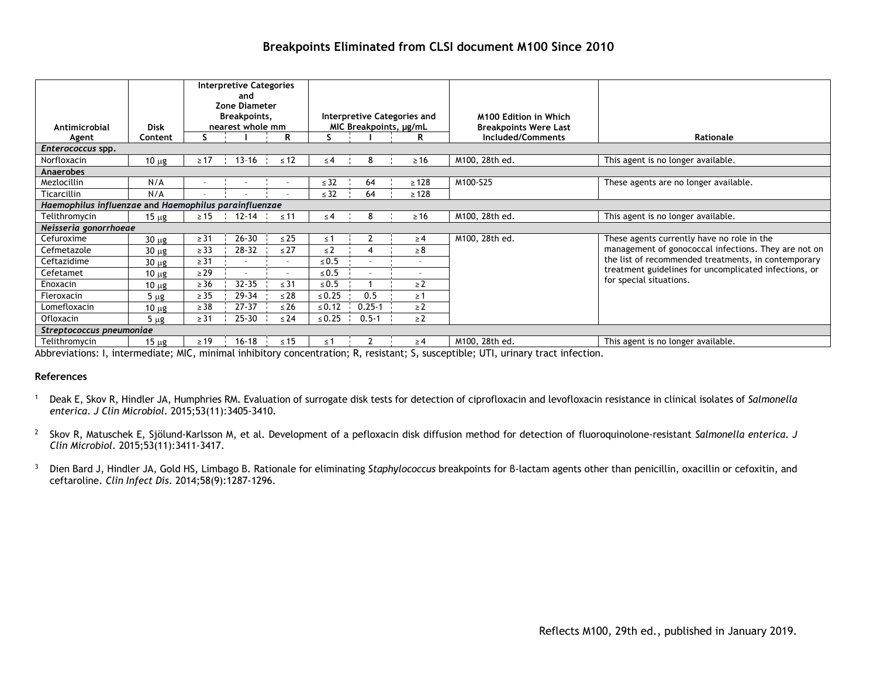## Breakpoints Eliminated from CLSI document M100 Since 2010

| Antimicrobial Agent | Disk Content | Interpretive Categories and Zone Diameter Breakpoints, nearest whole mm | | | Interpretive Categories and MIC Breakpoints, µg/mL | | | M100 Edition in Which Breakpoints Were Last Included/Comments | Rationale |
|---|---|---|---|---|---|---|---|---|---|
| | | S | I | R | S | I | R | | |
| ***Enterococcus* spp.** | | | | | | | | | |
| Norfloxacin | 10 µg | ≥ 17 | 13-16 | ≤ 12 | ≤ 4 | 8 | ≥ 16 | M100, 28th ed. | This agent is no longer available. |
| **Anaerobes** | | | | | | | | | |
| Mezlocillin | N/A | - | - | - | ≤ 32 | 64 | ≥ 128 | M100-S25 | These agents are no longer available. |
| Ticarcillin | N/A | - | - | - | ≤ 32 | 64 | ≥ 128 | | |
| ***Haemophilus influenzae* and *Haemophilus parainfluenzae*** | | | | | | | | | |
| Telithromycin | 15 µg | ≥ 15 | 12-14 | ≤ 11 | ≤ 4 | 8 | ≥ 16 | M100, 28th ed. | This agent is no longer available. |
| ***Neisseria gonorrhoeae*** | | | | | | | | | |
| Cefuroxime | 30 µg | ≥ 31 | 26-30 | ≤ 25 | ≤ 1 | 2 | ≥ 4 | M100, 28th ed. | These agents currently have no role in the management of gonococcal infections. They are not on the list of recommended treatments, in contemporary treatment guidelines for uncomplicated infections, or for special situations. |
| Cefmetazole | 30 µg | ≥ 33 | 28-32 | ≤ 27 | ≤ 2 | 4 | ≥ 8 | | |
| Ceftazidime | 30 µg | ≥ 31 | - | - | ≤ 0.5 | - | - | | |
| Cefetamet | 10 µg | ≥ 29 | - | - | ≤ 0.5 | - | - | | |
| Enoxacin | 10 µg | ≥ 36 | 32-35 | ≤ 31 | ≤ 0.5 | 1 | ≥ 2 | | |
| Fleroxacin | 5 µg | ≥ 35 | 29-34 | ≤ 28 | ≤ 0.25 | 0.5 | ≥ 1 | | |
| Lomefloxacin | 10 µg | ≥ 38 | 27-37 | ≤ 26 | ≤ 0.12 | 0.25-1 | ≥ 2 | | |
| Ofloxacin | 5 µg | ≥ 31 | 25-30 | ≤ 24 | ≤ 0.25 | 0.5-1 | ≥ 2 | | |
| ***Streptococcus pneumoniae*** | | | | | | | | | |
| Telithromycin | 15 µg | ≥ 19 | 16-18 | ≤ 15 | ≤ 1 | 2 | ≥ 4 | M100, 28th ed. | This agent is no longer available. |

Abbreviations: I, intermediate; MIC, minimal inhibitory concentration; R, resistant; S, susceptible; UTI, urinary tract infection.

### References

[1] Deak E, Skov R, Hindler JA, Humphries RM. Evaluation of surrogate disk tests for detection of ciprofloxacin and levofloxacin resistance in clinical isolates of *Salmonella enterica*. *J Clin Microbiol*. 2015;53(11):3405-3410.

[2] Skov R, Matuschek E, Sjölund-Karlsson M, et al. Development of a pefloxacin disk diffusion method for detection of fluoroquinolone-resistant *Salmonella enterica*. *J Clin Microbiol*. 2015;53(11):3411-3417.

[3] Dien Bard J, Hindler JA, Gold HS, Limbago B. Rationale for eliminating *Staphylococcus* breakpoints for β-lactam agents other than penicillin, oxacillin or cefoxitin, and ceftaroline. *Clin Infect Dis*. 2014;58(9):1287-1296.

Reflects M100, 29th ed., published in January 2019.